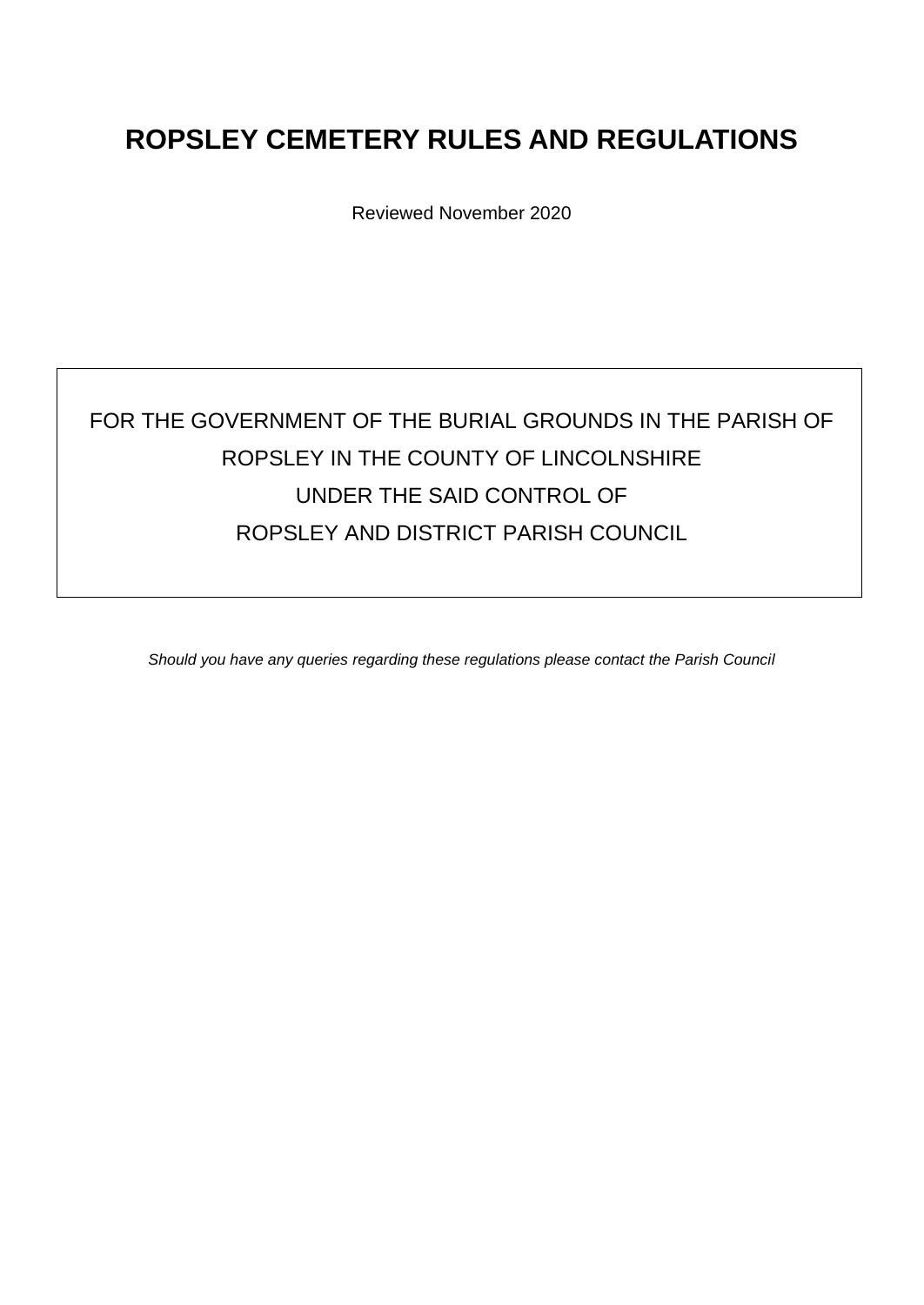# ROPSLEY CEMETERY RULES AND REGULATIONS

Reviewed November 2020

FOR THE GOVERNMENT OF THE BURIAL GROUNDS IN THE PARISH OF ROPSLEY IN THE COUNTY OF LINCOLNSHIRE
UNDER THE SAID CONTROL OF
ROPSLEY AND DISTRICT PARISH COUNCIL

*Should you have any queries regarding these regulations please contact the Parish Council*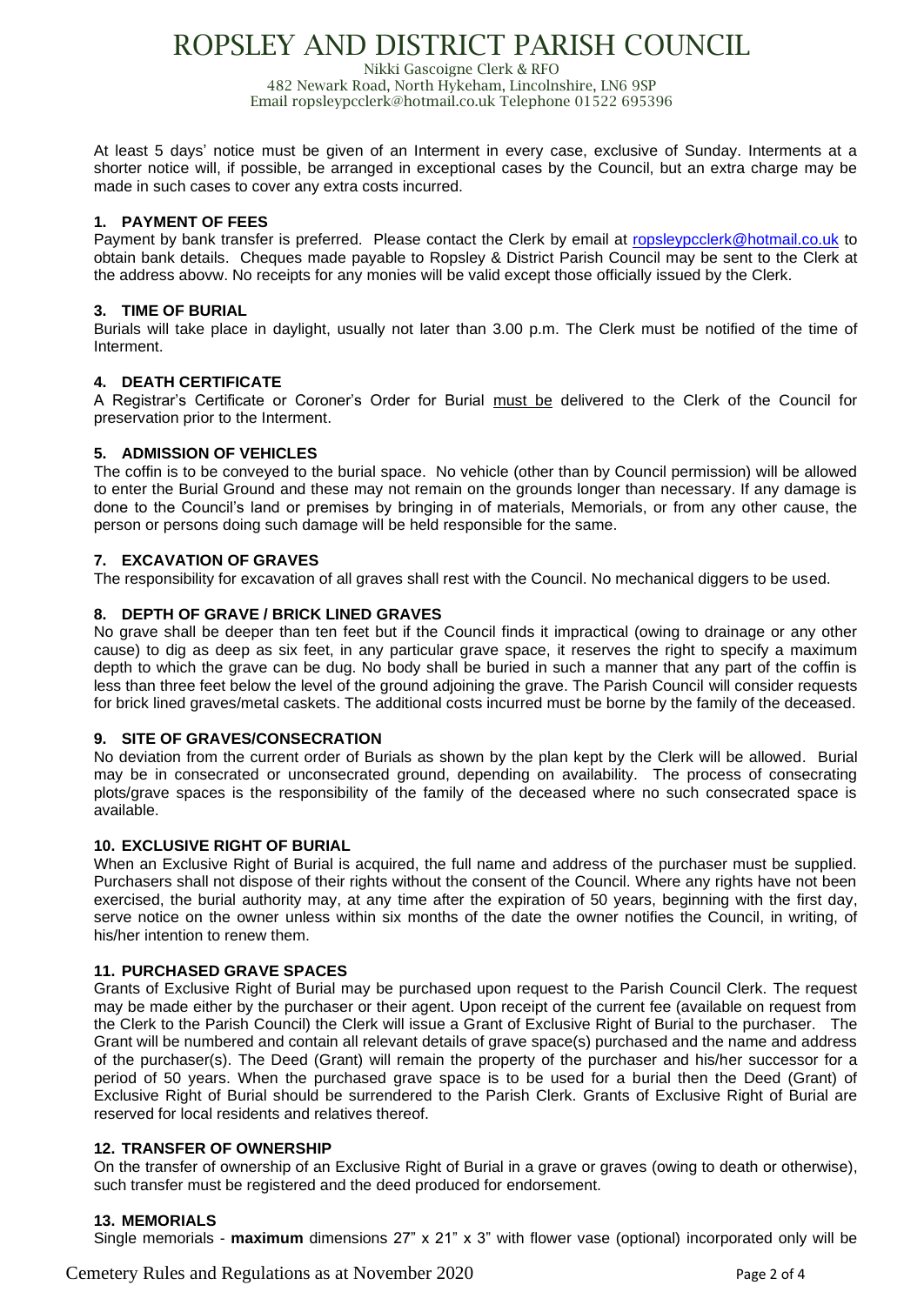# ROPSLEY AND DISTRICT PARISH COUNCIL

Nikki Gascoigne Clerk & RFO
482 Newark Road, North Hykeham, Lincolnshire, LN6 9SP
Email ropsleypcclerk@hotmail.co.uk Telephone 01522 695396

At least 5 days' notice must be given of an Interment in every case, exclusive of Sunday. Interments at a shorter notice will, if possible, be arranged in exceptional cases by the Council, but an extra charge may be made in such cases to cover any extra costs incurred.

### 1. PAYMENT OF FEES

Payment by bank transfer is preferred. Please contact the Clerk by email at ropsleypcclerk@hotmail.co.uk to obtain bank details. Cheques made payable to Ropsley & District Parish Council may be sent to the Clerk at the address abovw. No receipts for any monies will be valid except those officially issued by the Clerk.

### 3. TIME OF BURIAL

Burials will take place in daylight, usually not later than 3.00 p.m. The Clerk must be notified of the time of Interment.

### 4. DEATH CERTIFICATE

A Registrar's Certificate or Coroner's Order for Burial must be delivered to the Clerk of the Council for preservation prior to the Interment.

### 5. ADMISSION OF VEHICLES

The coffin is to be conveyed to the burial space. No vehicle (other than by Council permission) will be allowed to enter the Burial Ground and these may not remain on the grounds longer than necessary. If any damage is done to the Council's land or premises by bringing in of materials, Memorials, or from any other cause, the person or persons doing such damage will be held responsible for the same.

### 7. EXCAVATION OF GRAVES

The responsibility for excavation of all graves shall rest with the Council. No mechanical diggers to be used.

### 8. DEPTH OF GRAVE / BRICK LINED GRAVES

No grave shall be deeper than ten feet but if the Council finds it impractical (owing to drainage or any other cause) to dig as deep as six feet, in any particular grave space, it reserves the right to specify a maximum depth to which the grave can be dug. No body shall be buried in such a manner that any part of the coffin is less than three feet below the level of the ground adjoining the grave. The Parish Council will consider requests for brick lined graves/metal caskets. The additional costs incurred must be borne by the family of the deceased.

### 9. SITE OF GRAVES/CONSECRATION

No deviation from the current order of Burials as shown by the plan kept by the Clerk will be allowed. Burial may be in consecrated or unconsecrated ground, depending on availability. The process of consecrating plots/grave spaces is the responsibility of the family of the deceased where no such consecrated space is available.

### 10. EXCLUSIVE RIGHT OF BURIAL

When an Exclusive Right of Burial is acquired, the full name and address of the purchaser must be supplied. Purchasers shall not dispose of their rights without the consent of the Council. Where any rights have not been exercised, the burial authority may, at any time after the expiration of 50 years, beginning with the first day, serve notice on the owner unless within six months of the date the owner notifies the Council, in writing, of his/her intention to renew them.

### 11. PURCHASED GRAVE SPACES

Grants of Exclusive Right of Burial may be purchased upon request to the Parish Council Clerk. The request may be made either by the purchaser or their agent. Upon receipt of the current fee (available on request from the Clerk to the Parish Council) the Clerk will issue a Grant of Exclusive Right of Burial to the purchaser. The Grant will be numbered and contain all relevant details of grave space(s) purchased and the name and address of the purchaser(s). The Deed (Grant) will remain the property of the purchaser and his/her successor for a period of 50 years. When the purchased grave space is to be used for a burial then the Deed (Grant) of Exclusive Right of Burial should be surrendered to the Parish Clerk. Grants of Exclusive Right of Burial are reserved for local residents and relatives thereof.

### 12. TRANSFER OF OWNERSHIP

On the transfer of ownership of an Exclusive Right of Burial in a grave or graves (owing to death or otherwise), such transfer must be registered and the deed produced for endorsement.

### 13. MEMORIALS

Single memorials - **maximum** dimensions 27" x 21" x 3" with flower vase (optional) incorporated only will be

Cemetery Rules and Regulations as at November 2020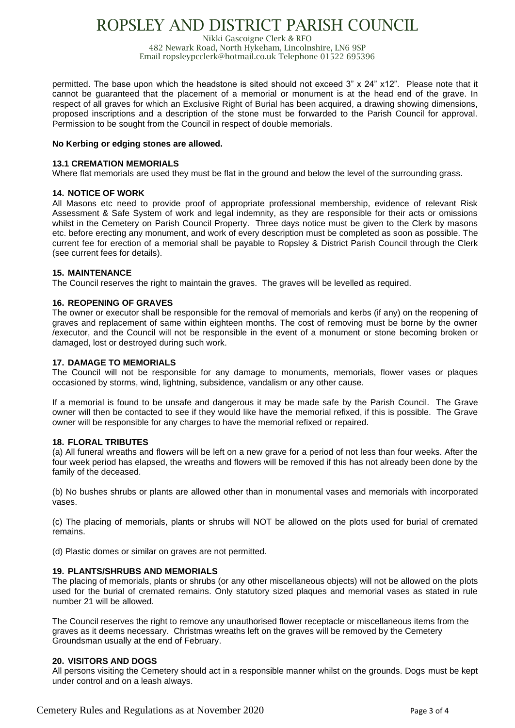permitted. The base upon which the headstone is sited should not exceed 3" x 24" x12". Please note that it cannot be guaranteed that the placement of a memorial or monument is at the head end of the grave. In respect of all graves for which an Exclusive Right of Burial has been acquired, a drawing showing dimensions, proposed inscriptions and a description of the stone must be forwarded to the Parish Council for approval. Permission to be sought from the Council in respect of double memorials.

**No Kerbing or edging stones are allowed.**

#### 13.1 CREMATION MEMORIALS

Where flat memorials are used they must be flat in the ground and below the level of the surrounding grass.

#### 14. NOTICE OF WORK

All Masons etc need to provide proof of appropriate professional membership, evidence of relevant Risk Assessment & Safe System of work and legal indemnity, as they are responsible for their acts or omissions whilst in the Cemetery on Parish Council Property. Three days notice must be given to the Clerk by masons etc. before erecting any monument, and work of every description must be completed as soon as possible. The current fee for erection of a memorial shall be payable to Ropsley & District Parish Council through the Clerk (see current fees for details).

#### 15. MAINTENANCE

The Council reserves the right to maintain the graves. The graves will be levelled as required.

#### 16. REOPENING OF GRAVES

The owner or executor shall be responsible for the removal of memorials and kerbs (if any) on the reopening of graves and replacement of same within eighteen months. The cost of removing must be borne by the owner /executor, and the Council will not be responsible in the event of a monument or stone becoming broken or damaged, lost or destroyed during such work.

#### 17. DAMAGE TO MEMORIALS

The Council will not be responsible for any damage to monuments, memorials, flower vases or plaques occasioned by storms, wind, lightning, subsidence, vandalism or any other cause.

If a memorial is found to be unsafe and dangerous it may be made safe by the Parish Council. The Grave owner will then be contacted to see if they would like have the memorial refixed, if this is possible. The Grave owner will be responsible for any charges to have the memorial refixed or repaired.

#### 18. FLORAL TRIBUTES

(a) All funeral wreaths and flowers will be left on a new grave for a period of not less than four weeks. After the four week period has elapsed, the wreaths and flowers will be removed if this has not already been done by the family of the deceased.

(b) No bushes shrubs or plants are allowed other than in monumental vases and memorials with incorporated vases.

(c) The placing of memorials, plants or shrubs will NOT be allowed on the plots used for burial of cremated remains.

(d) Plastic domes or similar on graves are not permitted.

#### 19. PLANTS/SHRUBS AND MEMORIALS

The placing of memorials, plants or shrubs (or any other miscellaneous objects) will not be allowed on the plots used for the burial of cremated remains. Only statutory sized plaques and memorial vases as stated in rule number 21 will be allowed.

The Council reserves the right to remove any unauthorised flower receptacle or miscellaneous items from the graves as it deems necessary. Christmas wreaths left on the graves will be removed by the Cemetery Groundsman usually at the end of February.

#### 20. VISITORS AND DOGS

All persons visiting the Cemetery should act in a responsible manner whilst on the grounds. Dogs must be kept under control and on a leash always.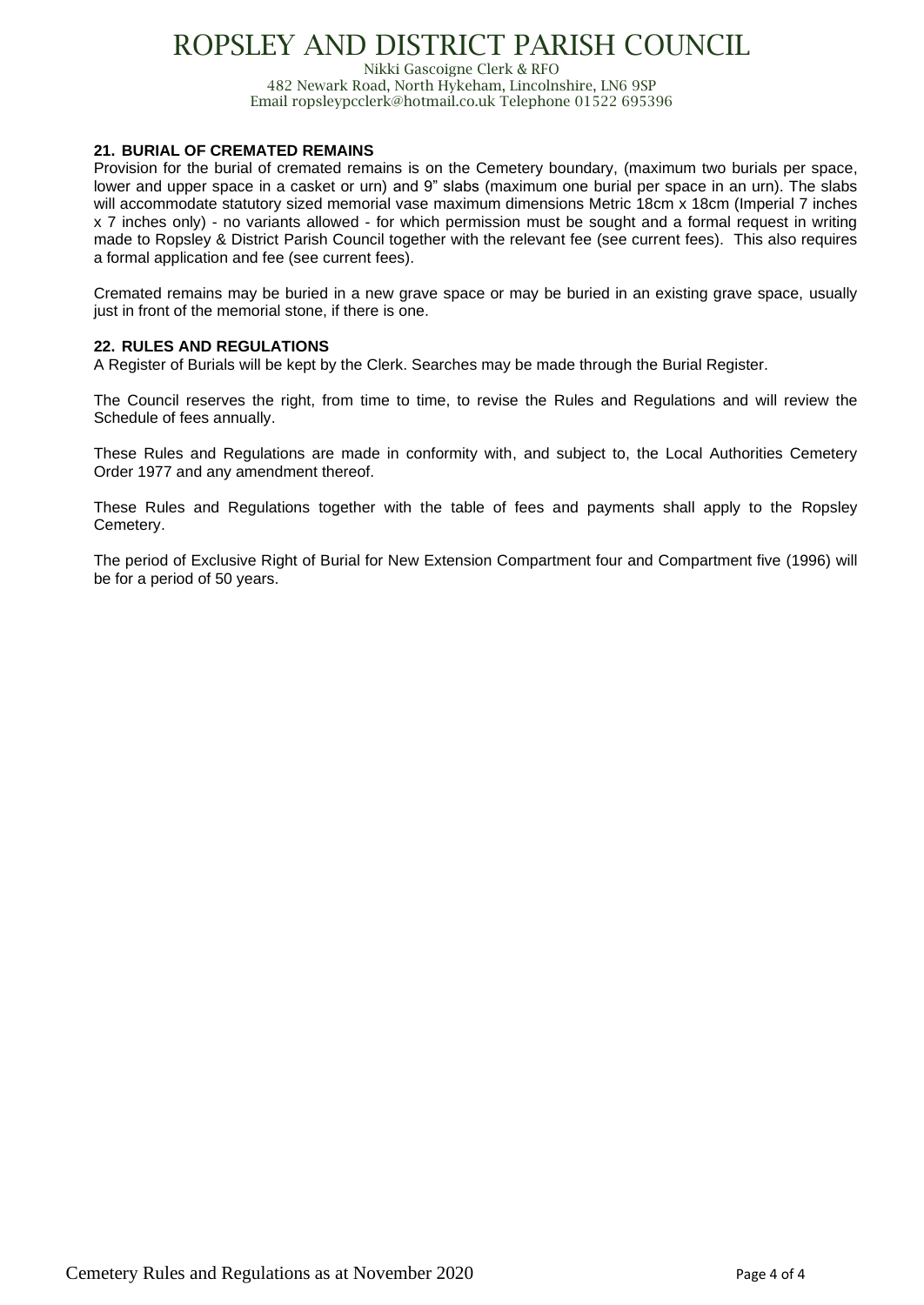## 21. BURIAL OF CREMATED REMAINS

Provision for the burial of cremated remains is on the Cemetery boundary, (maximum two burials per space, lower and upper space in a casket or urn) and 9" slabs (maximum one burial per space in an urn). The slabs will accommodate statutory sized memorial vase maximum dimensions Metric 18cm x 18cm (Imperial 7 inches x 7 inches only) - no variants allowed - for which permission must be sought and a formal request in writing made to Ropsley & District Parish Council together with the relevant fee (see current fees). This also requires a formal application and fee (see current fees).

Cremated remains may be buried in a new grave space or may be buried in an existing grave space, usually just in front of the memorial stone, if there is one.

## 22. RULES AND REGULATIONS

A Register of Burials will be kept by the Clerk. Searches may be made through the Burial Register.

The Council reserves the right, from time to time, to revise the Rules and Regulations and will review the Schedule of fees annually.

These Rules and Regulations are made in conformity with, and subject to, the Local Authorities Cemetery Order 1977 and any amendment thereof.

These Rules and Regulations together with the table of fees and payments shall apply to the Ropsley Cemetery.

The period of Exclusive Right of Burial for New Extension Compartment four and Compartment five (1996) will be for a period of 50 years.